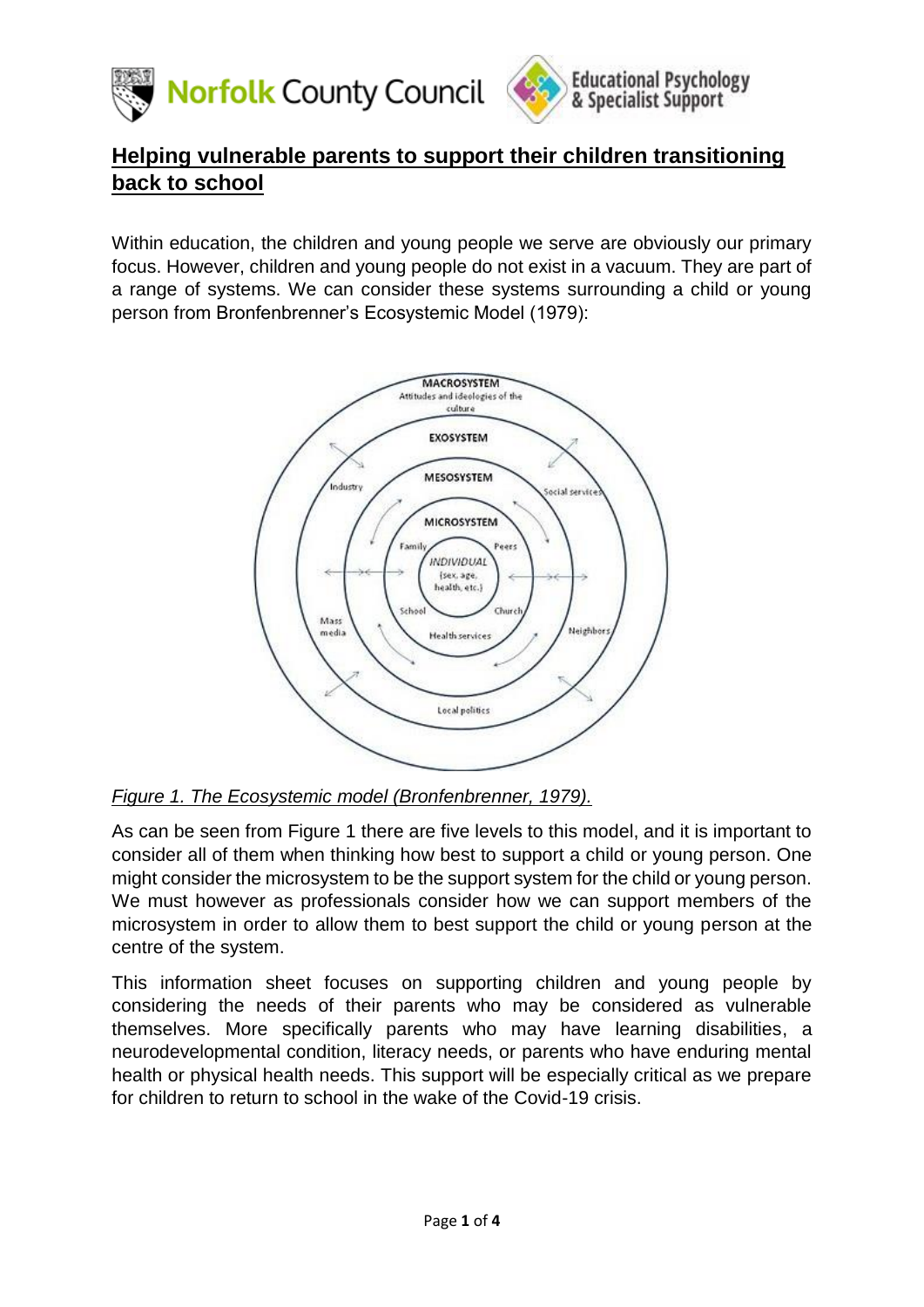## Helping vulnerable parents to support their children transitioning back to school

Within education, the children and young people we serve are obviously our primary focus. However, children and young people do not exist in a vacuum. They are part of a range of systems. We can consider these systems surrounding a child or young person from Bronfenbrenner's Ecosystemic Model (1979):

*Figure 1. The Ecosystemic model (Bronfenbrenner, 1979).*

As can be seen from Figure 1 there are five levels to this model, and it is important to consider all of them when thinking how best to support a child or young person. One might consider the microsystem to be the support system for the child or young person. We must however as professionals consider how we can support members of the microsystem in order to allow them to best support the child or young person at the centre of the system.

This information sheet focuses on supporting children and young people by considering the needs of their parents who may be considered as vulnerable themselves. More specifically parents who may have learning disabilities, a neurodevelopmental condition, literacy needs, or parents who have enduring mental health or physical health needs. This support will be especially critical as we prepare for children to return to school in the wake of the Covid-19 crisis.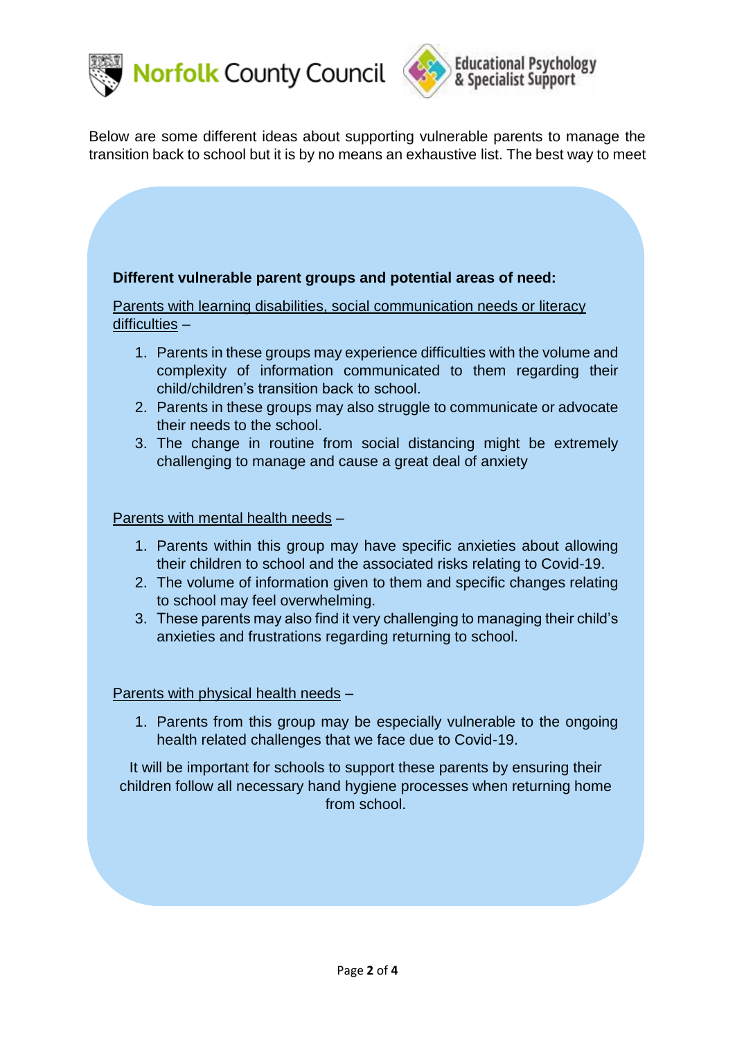Below are some different ideas about supporting vulnerable parents to manage the transition back to school but it is by no means an exhaustive list. The best way to meet

**Different vulnerable parent groups and potential areas of need:**

Parents with learning disabilities, social communication needs or literacy difficulties –

1. Parents in these groups may experience difficulties with the volume and complexity of information communicated to them regarding their child/children's transition back to school.
2. Parents in these groups may also struggle to communicate or advocate their needs to the school.
3. The change in routine from social distancing might be extremely challenging to manage and cause a great deal of anxiety

Parents with mental health needs –

1. Parents within this group may have specific anxieties about allowing their children to school and the associated risks relating to Covid-19.
2. The volume of information given to them and specific changes relating to school may feel overwhelming.
3. These parents may also find it very challenging to managing their child's anxieties and frustrations regarding returning to school.

Parents with physical health needs –

1. Parents from this group may be especially vulnerable to the ongoing health related challenges that we face due to Covid-19.

It will be important for schools to support these parents by ensuring their children follow all necessary hand hygiene processes when returning home from school.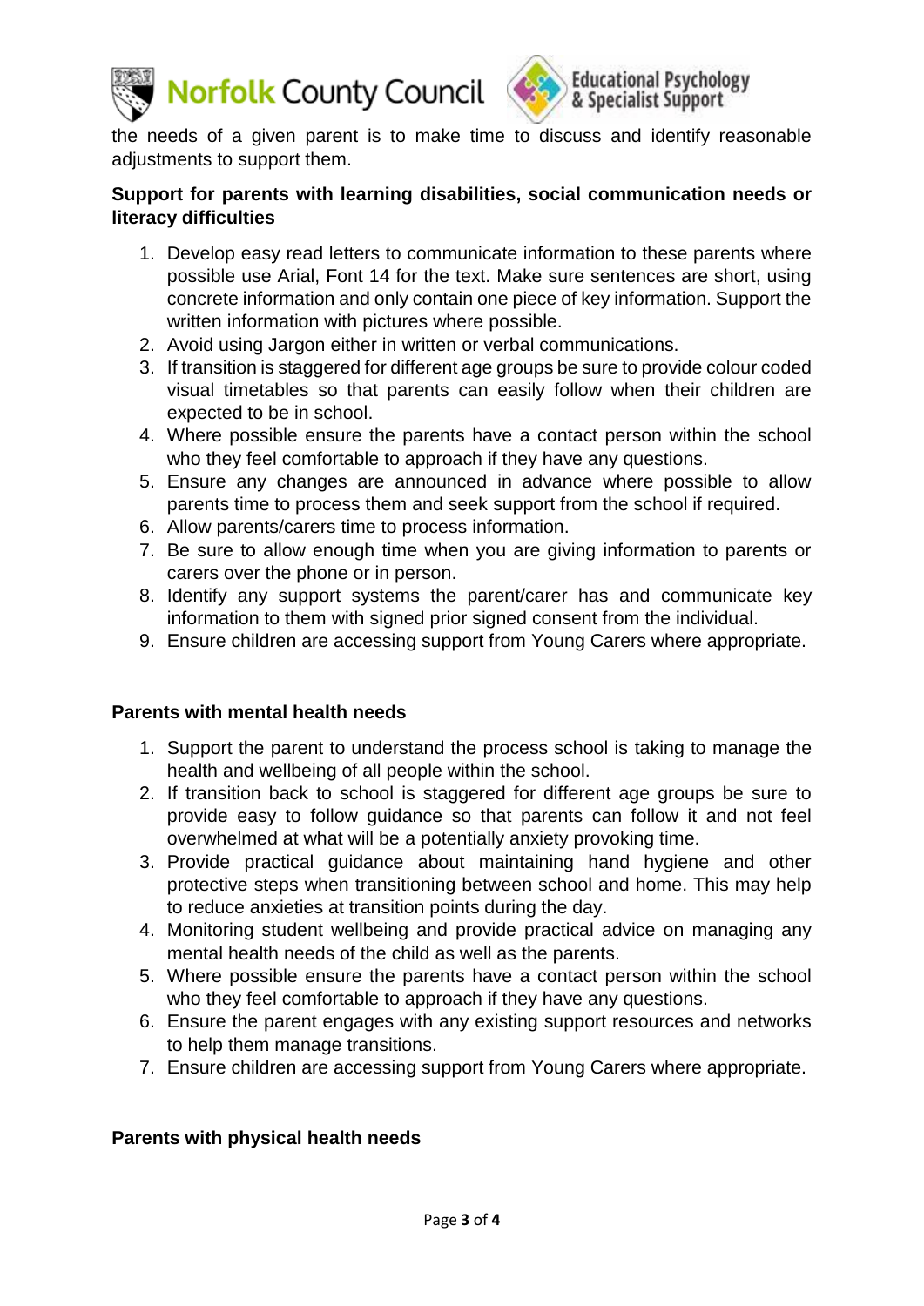the needs of a given parent is to make time to discuss and identify reasonable adjustments to support them.

**Support for parents with learning disabilities, social communication needs or literacy difficulties**

1. Develop easy read letters to communicate information to these parents where possible use Arial, Font 14 for the text. Make sure sentences are short, using concrete information and only contain one piece of key information. Support the written information with pictures where possible.
2. Avoid using Jargon either in written or verbal communications.
3. If transition is staggered for different age groups be sure to provide colour coded visual timetables so that parents can easily follow when their children are expected to be in school.
4. Where possible ensure the parents have a contact person within the school who they feel comfortable to approach if they have any questions.
5. Ensure any changes are announced in advance where possible to allow parents time to process them and seek support from the school if required.
6. Allow parents/carers time to process information.
7. Be sure to allow enough time when you are giving information to parents or carers over the phone or in person.
8. Identify any support systems the parent/carer has and communicate key information to them with signed prior signed consent from the individual.
9. Ensure children are accessing support from Young Carers where appropriate.

**Parents with mental health needs**

1. Support the parent to understand the process school is taking to manage the health and wellbeing of all people within the school.
2. If transition back to school is staggered for different age groups be sure to provide easy to follow guidance so that parents can follow it and not feel overwhelmed at what will be a potentially anxiety provoking time.
3. Provide practical guidance about maintaining hand hygiene and other protective steps when transitioning between school and home. This may help to reduce anxieties at transition points during the day.
4. Monitoring student wellbeing and provide practical advice on managing any mental health needs of the child as well as the parents.
5. Where possible ensure the parents have a contact person within the school who they feel comfortable to approach if they have any questions.
6. Ensure the parent engages with any existing support resources and networks to help them manage transitions.
7. Ensure children are accessing support from Young Carers where appropriate.

**Parents with physical health needs**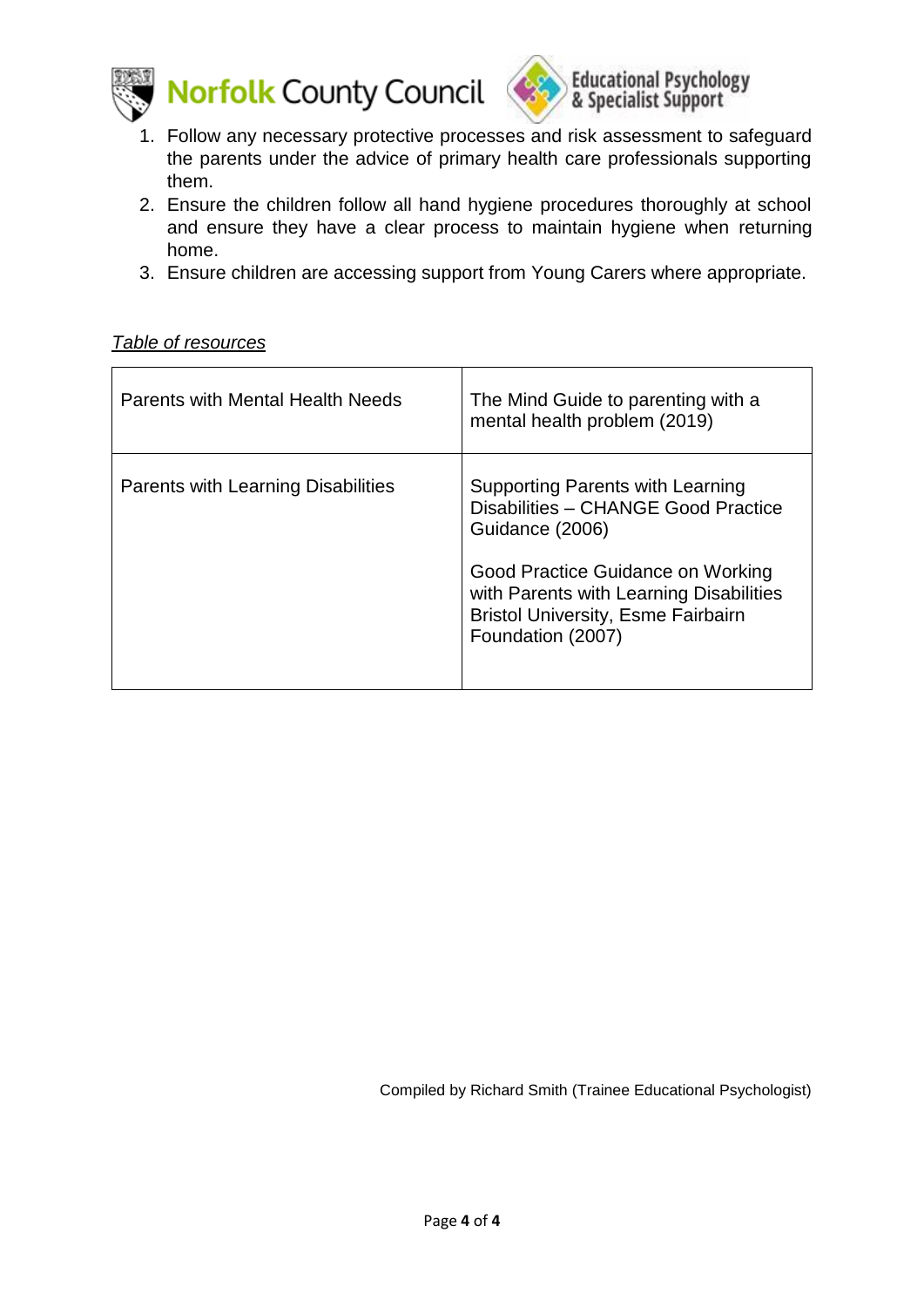1. Follow any necessary protective processes and risk assessment to safeguard the parents under the advice of primary health care professionals supporting them.
2. Ensure the children follow all hand hygiene procedures thoroughly at school and ensure they have a clear process to maintain hygiene when returning home.
3. Ensure children are accessing support from Young Carers where appropriate.

*Table of resources*

| | |
|---|---|
| Parents with Mental Health Needs | The Mind Guide to parenting with a mental health problem (2019) |
| Parents with Learning Disabilities | Supporting Parents with Learning Disabilities – CHANGE Good Practice Guidance (2006)<br><br>Good Practice Guidance on Working with Parents with Learning Disabilities Bristol University, Esme Fairbairn Foundation (2007) |

Compiled by Richard Smith (Trainee Educational Psychologist)